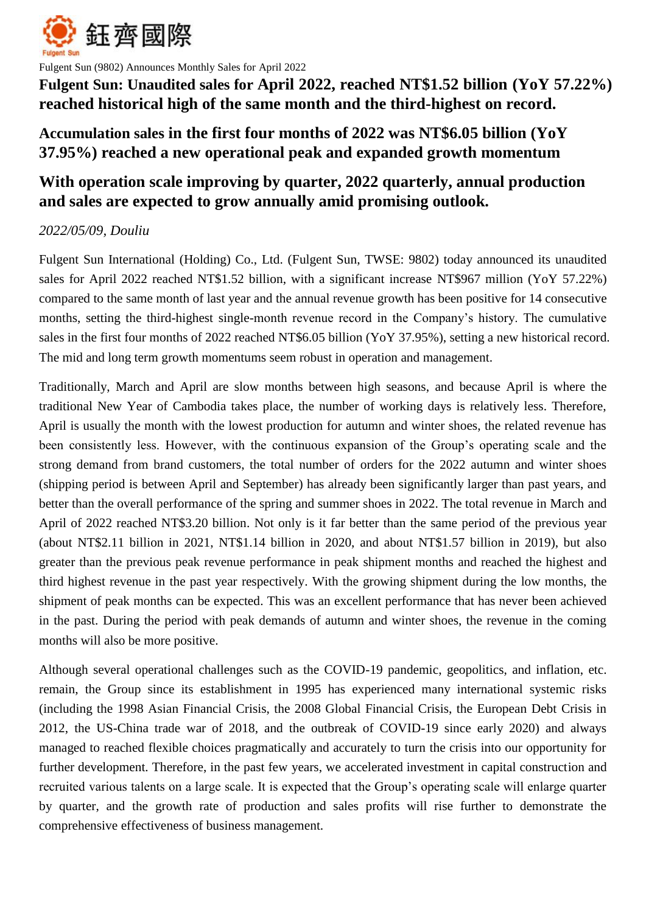鈺齊國際

Fulgent Sun

Fulgent Sun (9802) Announces Monthly Sales for April 2022

# Fulgent Sun: Unaudited sales for April 2022, reached NT$1.52 billion (YoY 57.22%) reached historical high of the same month and the third-highest on record.

## Accumulation sales in the first four months of 2022 was NT$6.05 billion (YoY 37.95%) reached a new operational peak and expanded growth momentum

## With operation scale improving by quarter, 2022 quarterly, annual production and sales are expected to grow annually amid promising outlook.

*2022/05/09, Douliu*

Fulgent Sun International (Holding) Co., Ltd. (Fulgent Sun, TWSE: 9802) today announced its unaudited sales for April 2022 reached NT$1.52 billion, with a significant increase NT$967 million (YoY 57.22%) compared to the same month of last year and the annual revenue growth has been positive for 14 consecutive months, setting the third-highest single-month revenue record in the Company's history. The cumulative sales in the first four months of 2022 reached NT$6.05 billion (YoY 37.95%), setting a new historical record. The mid and long term growth momentums seem robust in operation and management.

Traditionally, March and April are slow months between high seasons, and because April is where the traditional New Year of Cambodia takes place, the number of working days is relatively less. Therefore, April is usually the month with the lowest production for autumn and winter shoes, the related revenue has been consistently less. However, with the continuous expansion of the Group's operating scale and the strong demand from brand customers, the total number of orders for the 2022 autumn and winter shoes (shipping period is between April and September) has already been significantly larger than past years, and better than the overall performance of the spring and summer shoes in 2022. The total revenue in March and April of 2022 reached NT$3.20 billion. Not only is it far better than the same period of the previous year (about NT$2.11 billion in 2021, NT$1.14 billion in 2020, and about NT$1.57 billion in 2019), but also greater than the previous peak revenue performance in peak shipment months and reached the highest and third highest revenue in the past year respectively. With the growing shipment during the low months, the shipment of peak months can be expected. This was an excellent performance that has never been achieved in the past. During the period with peak demands of autumn and winter shoes, the revenue in the coming months will also be more positive.

Although several operational challenges such as the COVID-19 pandemic, geopolitics, and inflation, etc. remain, the Group since its establishment in 1995 has experienced many international systemic risks (including the 1998 Asian Financial Crisis, the 2008 Global Financial Crisis, the European Debt Crisis in 2012, the US-China trade war of 2018, and the outbreak of COVID-19 since early 2020) and always managed to reached flexible choices pragmatically and accurately to turn the crisis into our opportunity for further development. Therefore, in the past few years, we accelerated investment in capital construction and recruited various talents on a large scale. It is expected that the Group's operating scale will enlarge quarter by quarter, and the growth rate of production and sales profits will rise further to demonstrate the comprehensive effectiveness of business management.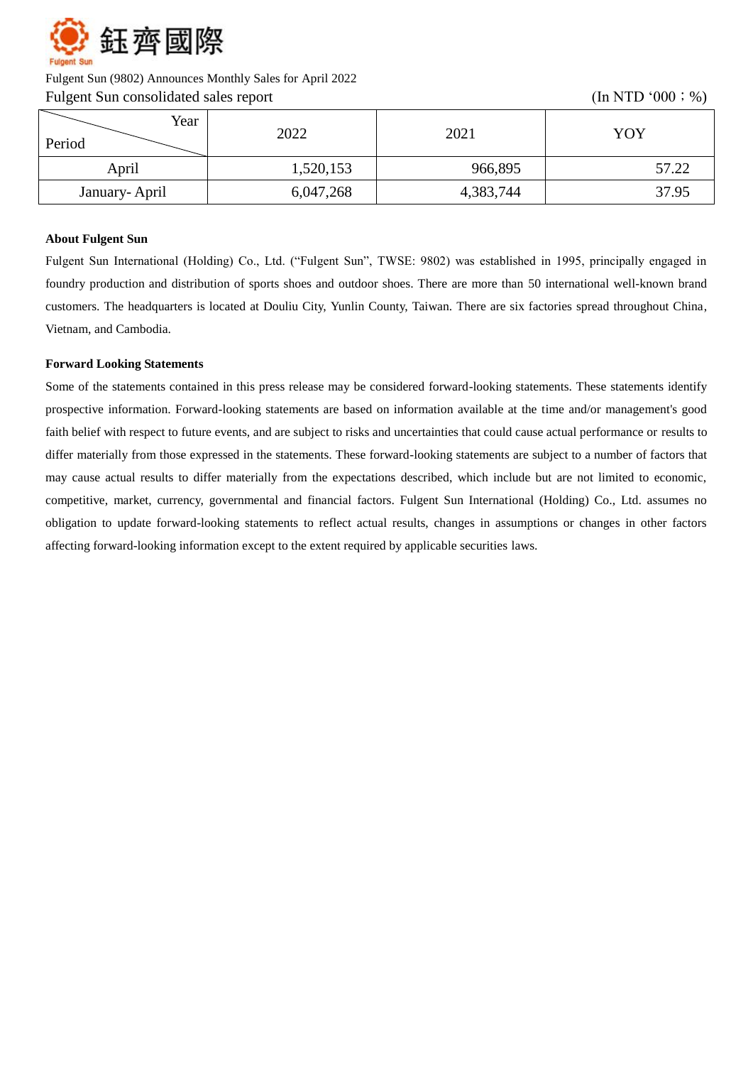鈺齊國際

Fulgent Sun

Fulgent Sun (9802) Announces Monthly Sales for April 2022

Fulgent Sun consolidated sales report

(In NTD '000；%)

| Period \ Year | 2022 | 2021 | YOY |
|---|---|---|---|
| April | 1,520,153 | 966,895 | 57.22 |
| January- April | 6,047,268 | 4,383,744 | 37.95 |

**About Fulgent Sun**

Fulgent Sun International (Holding) Co., Ltd. ("Fulgent Sun", TWSE: 9802) was established in 1995, principally engaged in foundry production and distribution of sports shoes and outdoor shoes. There are more than 50 international well-known brand customers. The headquarters is located at Douliu City, Yunlin County, Taiwan. There are six factories spread throughout China, Vietnam, and Cambodia.

**Forward Looking Statements**

Some of the statements contained in this press release may be considered forward-looking statements. These statements identify prospective information. Forward-looking statements are based on information available at the time and/or management's good faith belief with respect to future events, and are subject to risks and uncertainties that could cause actual performance or results to differ materially from those expressed in the statements. These forward-looking statements are subject to a number of factors that may cause actual results to differ materially from the expectations described, which include but are not limited to economic, competitive, market, currency, governmental and financial factors. Fulgent Sun International (Holding) Co., Ltd. assumes no obligation to update forward-looking statements to reflect actual results, changes in assumptions or changes in other factors affecting forward-looking information except to the extent required by applicable securities laws.